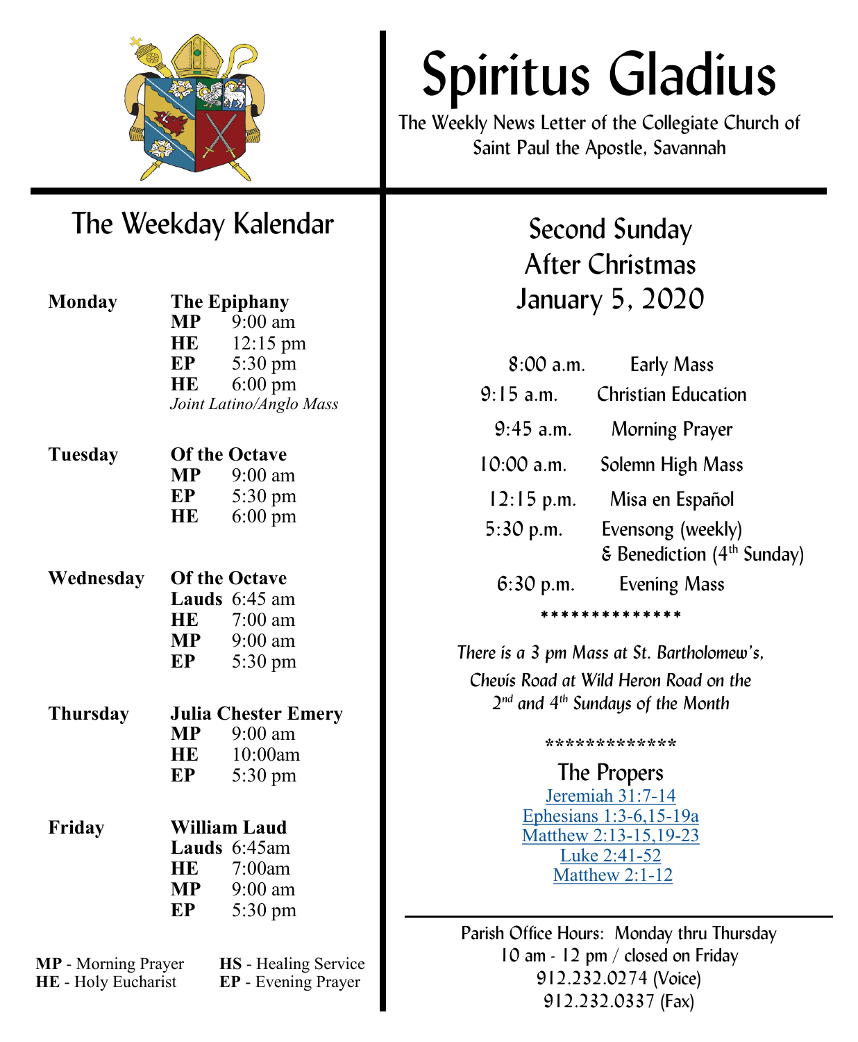# Spiritus Gladius

The Weekly News Letter of the Collegiate Church of Saint Paul the Apostle, Savannah

## The Weekday Kalendar

**Monday** — **The Epiphany**

| | |
|---|---|
| **MP** | 9:00 am |
| **HE** | 12:15 pm |
| **EP** | 5:30 pm |
| **HE** | 6:00 pm |

*Joint Latino/Anglo Mass*

**Tuesday** — **Of the Octave**

| | |
|---|---|
| **MP** | 9:00 am |
| **EP** | 5:30 pm |
| **HE** | 6:00 pm |

**Wednesday** — **Of the Octave**

| | |
|---|---|
| **Lauds** | 6:45 am |
| **HE** | 7:00 am |
| **MP** | 9:00 am |
| **EP** | 5:30 pm |

**Thursday** — **Julia Chester Emery**

| | |
|---|---|
| **MP** | 9:00 am |
| **HE** | 10:00am |
| **EP** | 5:30 pm |

**Friday** — **William Laud**

| | |
|---|---|
| **Lauds** | 6:45am |
| **HE** | 7:00am |
| **MP** | 9:00 am |
| **EP** | 5:30 pm |

**MP** - Morning Prayer **HS** - Healing Service
**HE** - Holy Eucharist **EP** - Evening Prayer

## Second Sunday After Christmas January 5, 2020

| | |
|---|---|
| 8:00 a.m. | Early Mass |
| 9:15 a.m. | Christian Education |
| 9:45 a.m. | Morning Prayer |
| 10:00 a.m. | Solemn High Mass |
| 12:15 p.m. | Misa en Español |
| 5:30 p.m. | Evensong (weekly) & Benediction (4th Sunday) |
| 6:30 p.m. | Evening Mass |

**************

*There is a 3 pm Mass at St. Bartholomew's, Chevis Road at Wild Heron Road on the 2nd and 4th Sundays of the Month*

*************

### The Propers

Jeremiah 31:7-14
Ephesians 1:3-6,15-19a
Matthew 2:13-15,19-23
Luke 2:41-52
Matthew 2:1-12

Parish Office Hours: Monday thru Thursday
10 am - 12 pm / closed on Friday
912.232.0274 (Voice)
912.232.0337 (Fax)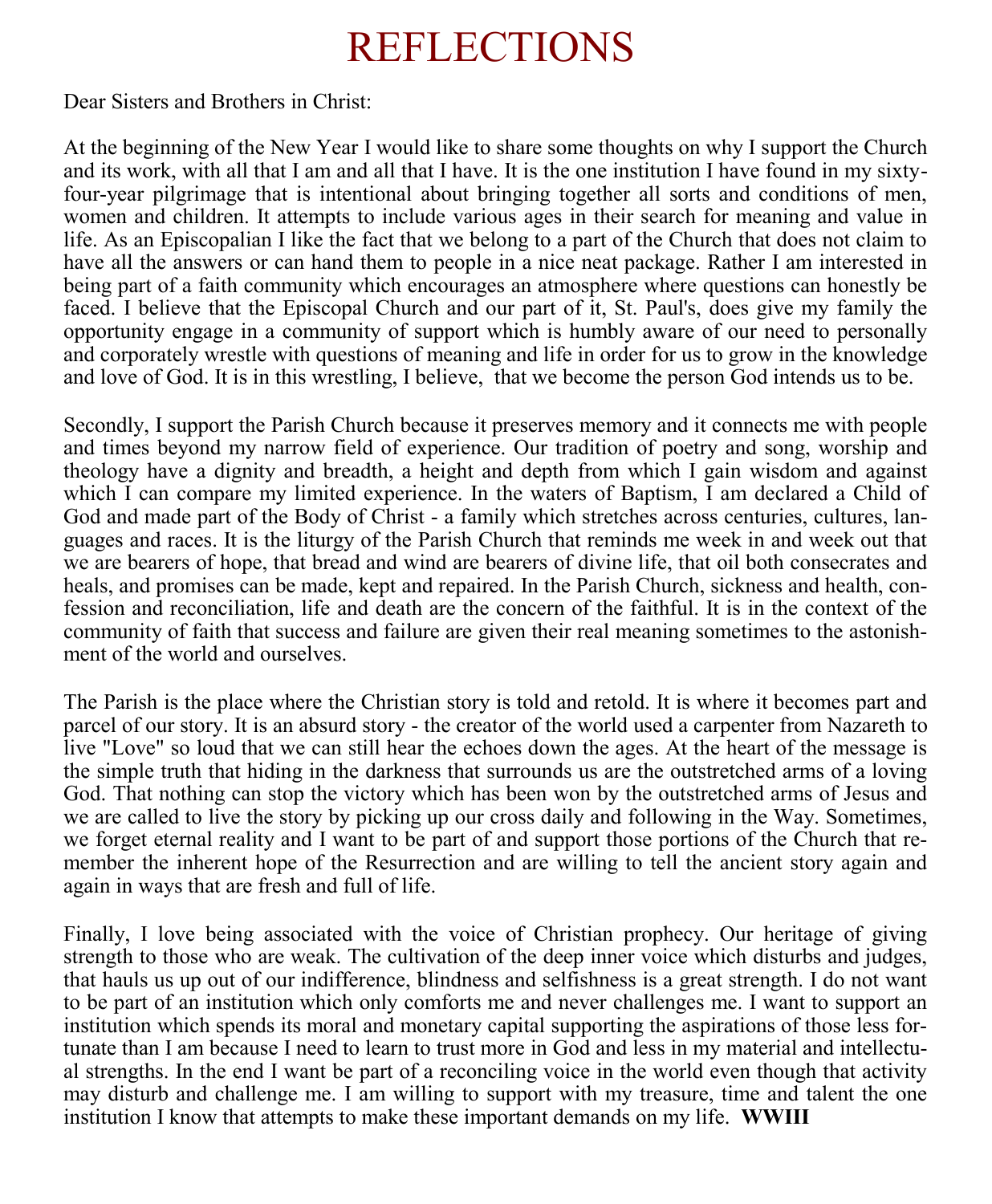# REFLECTIONS

Dear Sisters and Brothers in Christ:

At the beginning of the New Year I would like to share some thoughts on why I support the Church and its work, with all that I am and all that I have. It is the one institution I have found in my sixty-four-year pilgrimage that is intentional about bringing together all sorts and conditions of men, women and children. It attempts to include various ages in their search for meaning and value in life. As an Episcopalian I like the fact that we belong to a part of the Church that does not claim to have all the answers or can hand them to people in a nice neat package. Rather I am interested in being part of a faith community which encourages an atmosphere where questions can honestly be faced. I believe that the Episcopal Church and our part of it, St. Paul's, does give my family the opportunity engage in a community of support which is humbly aware of our need to personally and corporately wrestle with questions of meaning and life in order for us to grow in the knowledge and love of God. It is in this wrestling, I believe, that we become the person God intends us to be.

Secondly, I support the Parish Church because it preserves memory and it connects me with people and times beyond my narrow field of experience. Our tradition of poetry and song, worship and theology have a dignity and breadth, a height and depth from which I gain wisdom and against which I can compare my limited experience. In the waters of Baptism, I am declared a Child of God and made part of the Body of Christ - a family which stretches across centuries, cultures, languages and races. It is the liturgy of the Parish Church that reminds me week in and week out that we are bearers of hope, that bread and wind are bearers of divine life, that oil both consecrates and heals, and promises can be made, kept and repaired. In the Parish Church, sickness and health, confession and reconciliation, life and death are the concern of the faithful. It is in the context of the community of faith that success and failure are given their real meaning sometimes to the astonishment of the world and ourselves.

The Parish is the place where the Christian story is told and retold. It is where it becomes part and parcel of our story. It is an absurd story - the creator of the world used a carpenter from Nazareth to live "Love" so loud that we can still hear the echoes down the ages. At the heart of the message is the simple truth that hiding in the darkness that surrounds us are the outstretched arms of a loving God. That nothing can stop the victory which has been won by the outstretched arms of Jesus and we are called to live the story by picking up our cross daily and following in the Way. Sometimes, we forget eternal reality and I want to be part of and support those portions of the Church that remember the inherent hope of the Resurrection and are willing to tell the ancient story again and again in ways that are fresh and full of life.

Finally, I love being associated with the voice of Christian prophecy. Our heritage of giving strength to those who are weak. The cultivation of the deep inner voice which disturbs and judges, that hauls us up out of our indifference, blindness and selfishness is a great strength. I do not want to be part of an institution which only comforts me and never challenges me. I want to support an institution which spends its moral and monetary capital supporting the aspirations of those less fortunate than I am because I need to learn to trust more in God and less in my material and intellectual strengths. In the end I want be part of a reconciling voice in the world even though that activity may disturb and challenge me. I am willing to support with my treasure, time and talent the one institution I know that attempts to make these important demands on my life. **WWIII**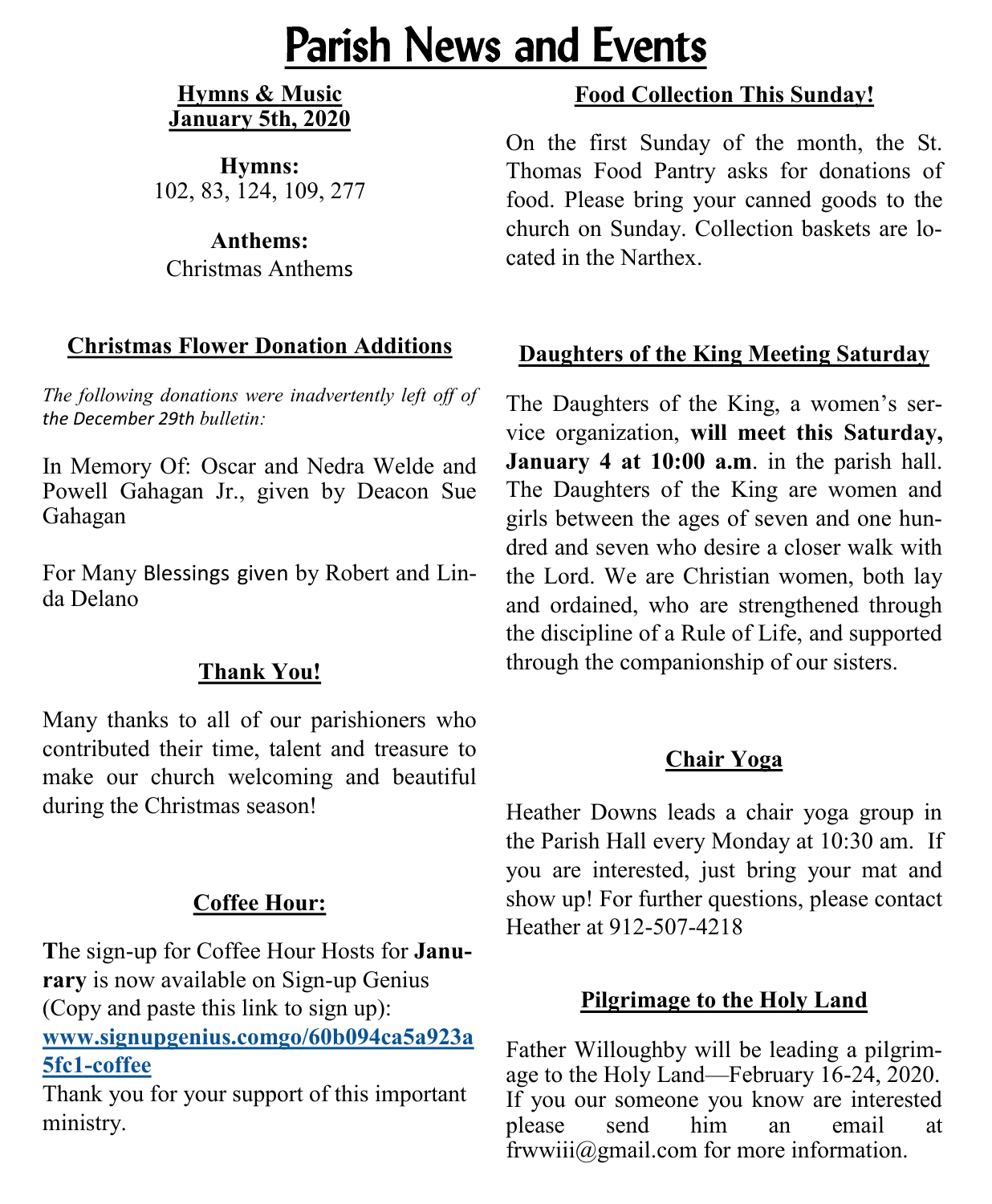# Parish News and Events

## Hymns & Music
## January 5th, 2020

**Hymns:**
102, 83, 124, 109, 277

**Anthems:**
Christmas Anthems

## Christmas Flower Donation Additions

*The following donations were inadvertently left off of the December 29th bulletin:*

In Memory Of: Oscar and Nedra Welde and Powell Gahagan Jr., given by Deacon Sue Gahagan

For Many Blessings given by Robert and Linda Delano

## Thank You!

Many thanks to all of our parishioners who contributed their time, talent and treasure to make our church welcoming and beautiful during the Christmas season!

## Coffee Hour:

**T**he sign-up for Coffee Hour Hosts for **Janurary** is now available on Sign-up Genius (Copy and paste this link to sign up):
**www.signupgenius.comgo/60b094ca5a923a5fc1-coffee**
Thank you for your support of this important ministry.

## Food Collection This Sunday!

On the first Sunday of the month, the St. Thomas Food Pantry asks for donations of food. Please bring your canned goods to the church on Sunday. Collection baskets are located in the Narthex.

## Daughters of the King Meeting Saturday

The Daughters of the King, a women's service organization, **will meet this Saturday, January 4 at 10:00 a.m**. in the parish hall. The Daughters of the King are women and girls between the ages of seven and one hundred and seven who desire a closer walk with the Lord. We are Christian women, both lay and ordained, who are strengthened through the discipline of a Rule of Life, and supported through the companionship of our sisters.

## Chair Yoga

Heather Downs leads a chair yoga group in the Parish Hall every Monday at 10:30 am. If you are interested, just bring your mat and show up! For further questions, please contact Heather at 912-507-4218

## Pilgrimage to the Holy Land

Father Willoughby will be leading a pilgrimage to the Holy Land—February 16-24, 2020. If you our someone you know are interested please send him an email at frwwiii@gmail.com for more information.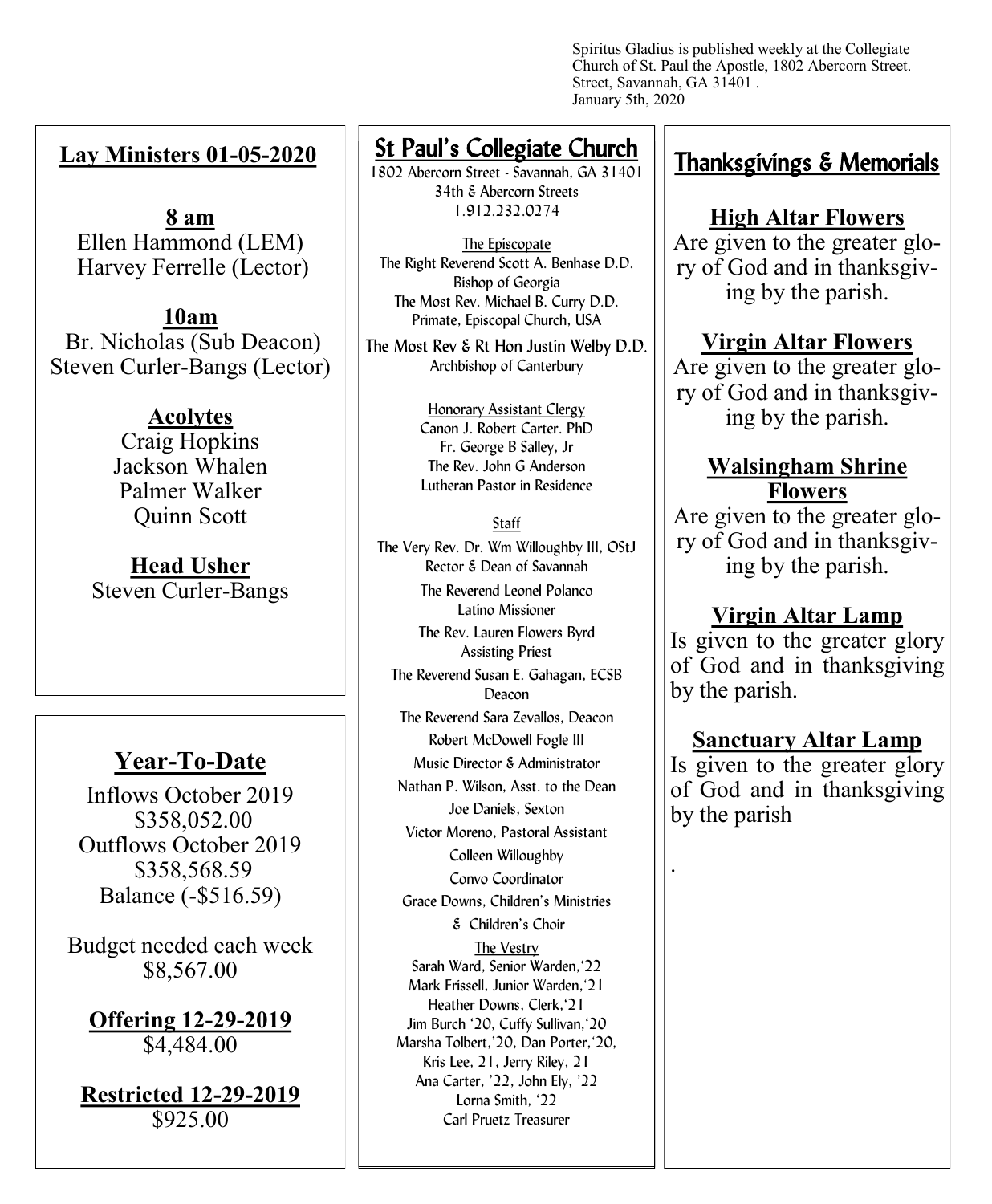Spiritus Gladius is published weekly at the Collegiate Church of St. Paul the Apostle, 1802 Abercorn Street. Street, Savannah, GA 31401 .
January 5th, 2020

## Lay Ministers 01-05-2020

**8 am**
Ellen Hammond (LEM)
Harvey Ferrelle (Lector)

**10am**
Br. Nicholas (Sub Deacon)
Steven Curler-Bangs (Lector)

**Acolytes**
Craig Hopkins
Jackson Whalen
Palmer Walker
Quinn Scott

**Head Usher**
Steven Curler-Bangs

## Year-To-Date

Inflows October 2019
$358,052.00
Outflows October 2019
$358,568.59
Balance (-$516.59)

Budget needed each week
$8,567.00

**Offering 12-29-2019**
$4,484.00

**Restricted 12-29-2019**
$925.00

## St Paul's Collegiate Church

1802 Abercorn Street - Savannah, GA 31401
34th & Abercorn Streets
1.912.232.0274

The Episcopate
The Right Reverend Scott A. Benhase D.D.
Bishop of Georgia
The Most Rev. Michael B. Curry D.D.
Primate, Episcopal Church, USA
The Most Rev & Rt Hon Justin Welby D.D.
Archbishop of Canterbury

Honorary Assistant Clergy
Canon J. Robert Carter. PhD
Fr. George B Salley, Jr
The Rev. John G Anderson
Lutheran Pastor in Residence

Staff
The Very Rev. Dr. Wm Willoughby III, OStJ
Rector & Dean of Savannah
The Reverend Leonel Polanco
Latino Missioner
The Rev. Lauren Flowers Byrd
Assisting Priest
The Reverend Susan E. Gahagan, ECSB
Deacon
The Reverend Sara Zevallos, Deacon
Robert McDowell Fogle III
Music Director & Administrator
Nathan P. Wilson, Asst. to the Dean
Joe Daniels, Sexton
Victor Moreno, Pastoral Assistant
Colleen Willoughby
Convo Coordinator
Grace Downs, Children's Ministries
& Children's Choir

The Vestry
Sarah Ward, Senior Warden,'22
Mark Frissell, Junior Warden,'21
Heather Downs, Clerk,'21
Jim Burch '20, Cuffy Sullivan,'20
Marsha Tolbert,'20, Dan Porter,'20,
Kris Lee, 21, Jerry Riley, 21
Ana Carter, '22, John Ely, '22
Lorna Smith, '22
Carl Pruetz Treasurer

## Thanksgivings & Memorials

**High Altar Flowers**
Are given to the greater glory of God and in thanksgiving by the parish.

**Virgin Altar Flowers**
Are given to the greater glory of God and in thanksgiving by the parish.

**Walsingham Shrine Flowers**
Are given to the greater glory of God and in thanksgiving by the parish.

**Virgin Altar Lamp**
Is given to the greater glory of God and in thanksgiving by the parish.

**Sanctuary Altar Lamp**
Is given to the greater glory of God and in thanksgiving by the parish

.